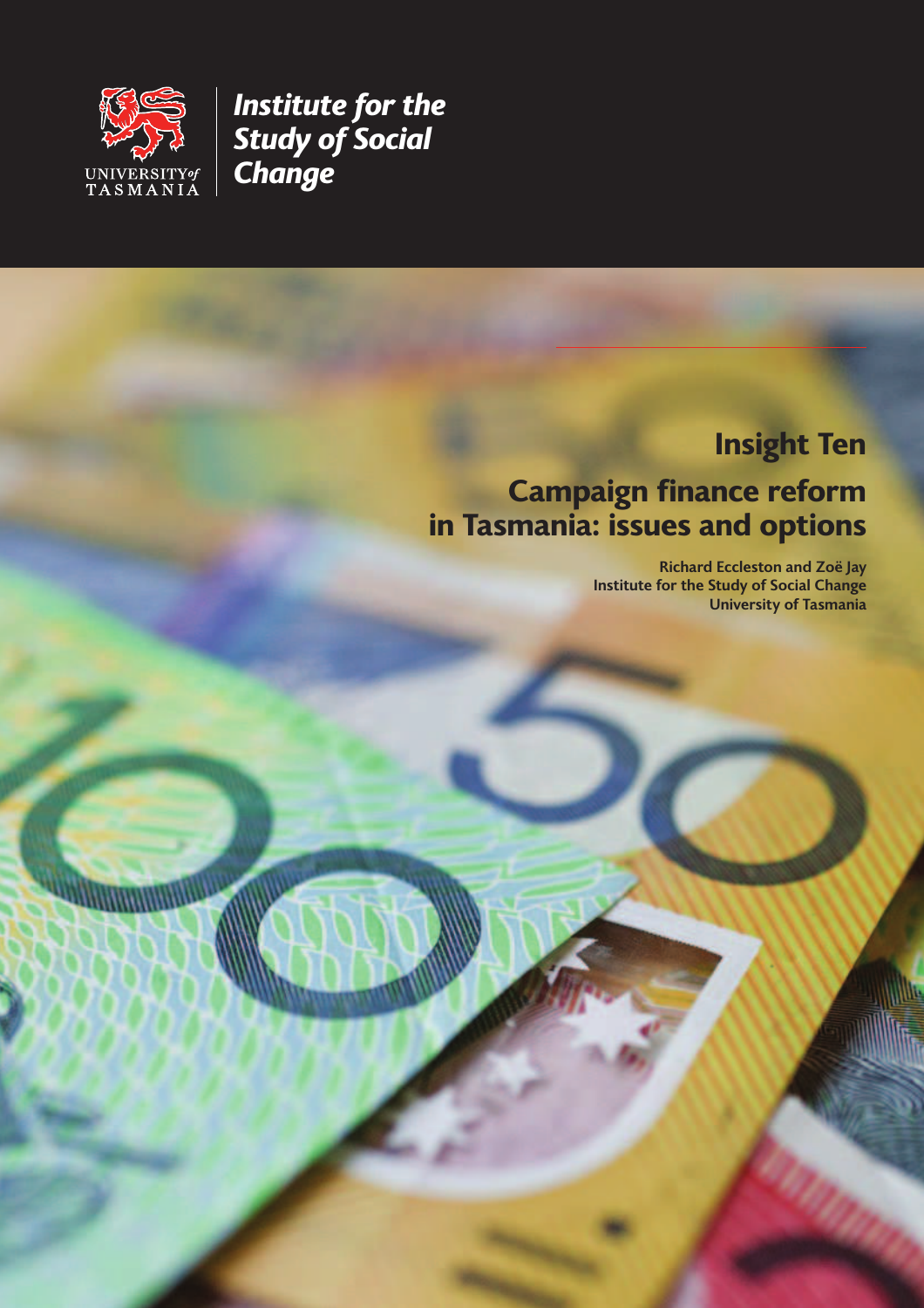UNIVERSITY *of* TASMANIA

*Institute for the Study of Social Change*

## Insight Ten

# Campaign finance reform in Tasmania: issues and options

**Richard Eccleston and Zoë Jay**
**Institute for the Study of Social Change**
**University of Tasmania**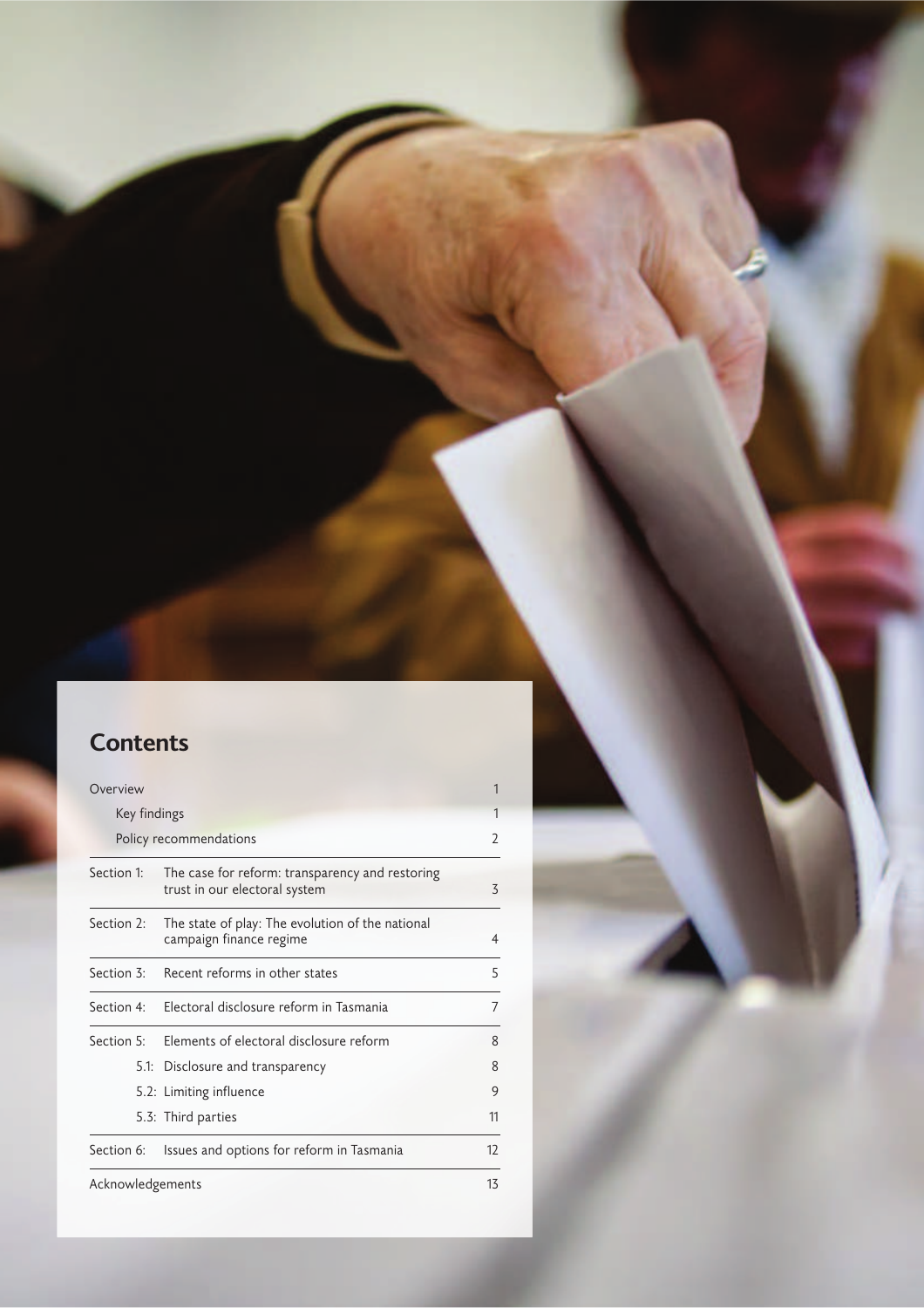## Contents

| | | |
|---|---|---|
| Overview | | 1 |
| | Key findings | 1 |
| | Policy recommendations | 2 |
| Section 1: | The case for reform: transparency and restoring trust in our electoral system | 3 |
| Section 2: | The state of play: The evolution of the national campaign finance regime | 4 |
| Section 3: | Recent reforms in other states | 5 |
| Section 4: | Electoral disclosure reform in Tasmania | 7 |
| Section 5: | Elements of electoral disclosure reform | 8 |
| | 5.1: Disclosure and transparency | 8 |
| | 5.2: Limiting influence | 9 |
| | 5.3: Third parties | 11 |
| Section 6: | Issues and options for reform in Tasmania | 12 |
| Acknowledgements | | 13 |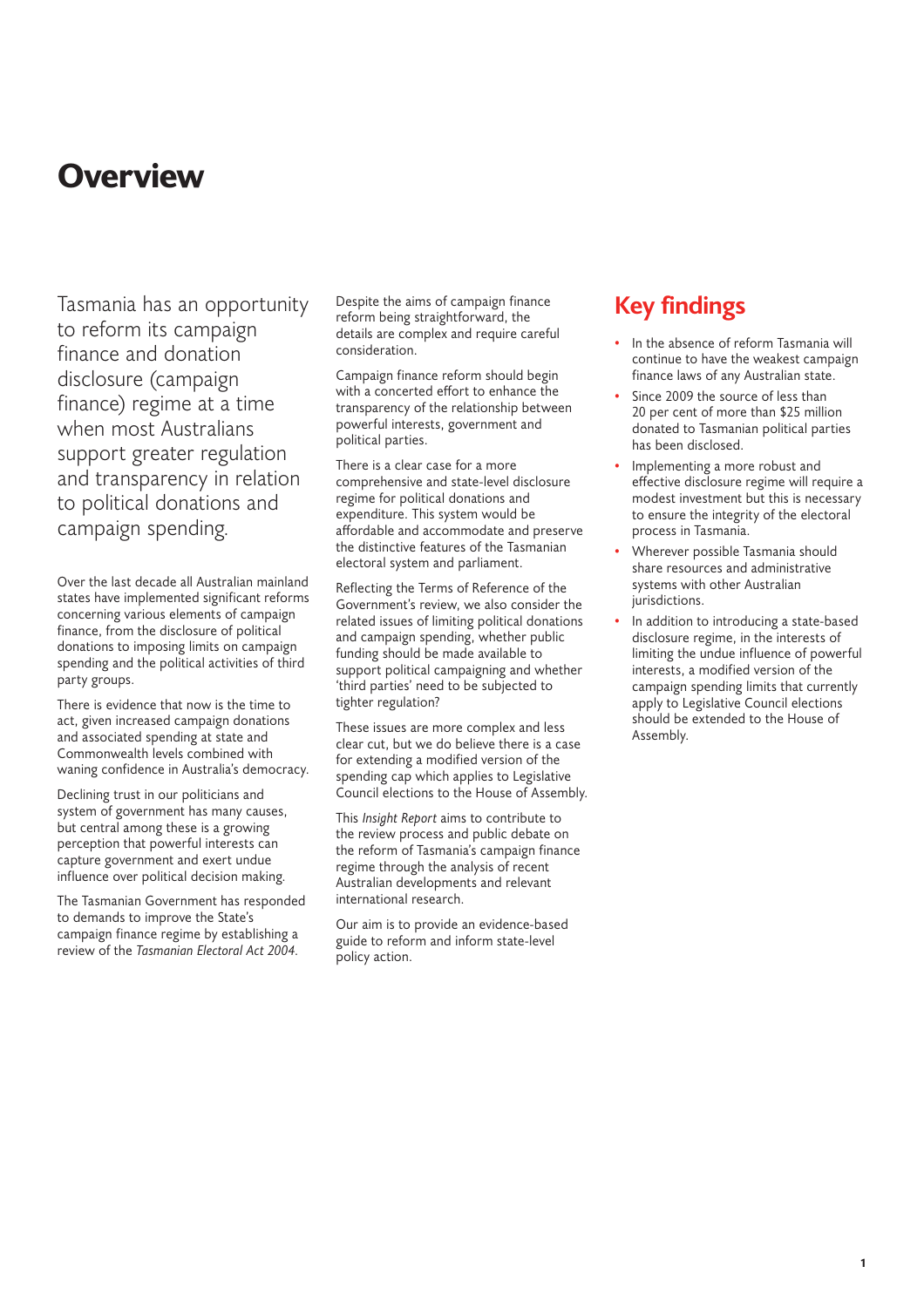# Overview

Tasmania has an opportunity to reform its campaign finance and donation disclosure (campaign finance) regime at a time when most Australians support greater regulation and transparency in relation to political donations and campaign spending.

Over the last decade all Australian mainland states have implemented significant reforms concerning various elements of campaign finance, from the disclosure of political donations to imposing limits on campaign spending and the political activities of third party groups.

There is evidence that now is the time to act, given increased campaign donations and associated spending at state and Commonwealth levels combined with waning confidence in Australia's democracy.

Declining trust in our politicians and system of government has many causes, but central among these is a growing perception that powerful interests can capture government and exert undue influence over political decision making.

The Tasmanian Government has responded to demands to improve the State's campaign finance regime by establishing a review of the *Tasmanian Electoral Act 2004*.

Despite the aims of campaign finance reform being straightforward, the details are complex and require careful consideration.

Campaign finance reform should begin with a concerted effort to enhance the transparency of the relationship between powerful interests, government and political parties.

There is a clear case for a more comprehensive and state-level disclosure regime for political donations and expenditure. This system would be affordable and accommodate and preserve the distinctive features of the Tasmanian electoral system and parliament.

Reflecting the Terms of Reference of the Government's review, we also consider the related issues of limiting political donations and campaign spending, whether public funding should be made available to support political campaigning and whether 'third parties' need to be subjected to tighter regulation?

These issues are more complex and less clear cut, but we do believe there is a case for extending a modified version of the spending cap which applies to Legislative Council elections to the House of Assembly.

This *Insight Report* aims to contribute to the review process and public debate on the reform of Tasmania's campaign finance regime through the analysis of recent Australian developments and relevant international research.

Our aim is to provide an evidence-based guide to reform and inform state-level policy action.

## Key findings

- In the absence of reform Tasmania will continue to have the weakest campaign finance laws of any Australian state.
- Since 2009 the source of less than 20 per cent of more than $25 million donated to Tasmanian political parties has been disclosed.
- Implementing a more robust and effective disclosure regime will require a modest investment but this is necessary to ensure the integrity of the electoral process in Tasmania.
- Wherever possible Tasmania should share resources and administrative systems with other Australian jurisdictions.
- In addition to introducing a state-based disclosure regime, in the interests of limiting the undue influence of powerful interests, a modified version of the campaign spending limits that currently apply to Legislative Council elections should be extended to the House of Assembly.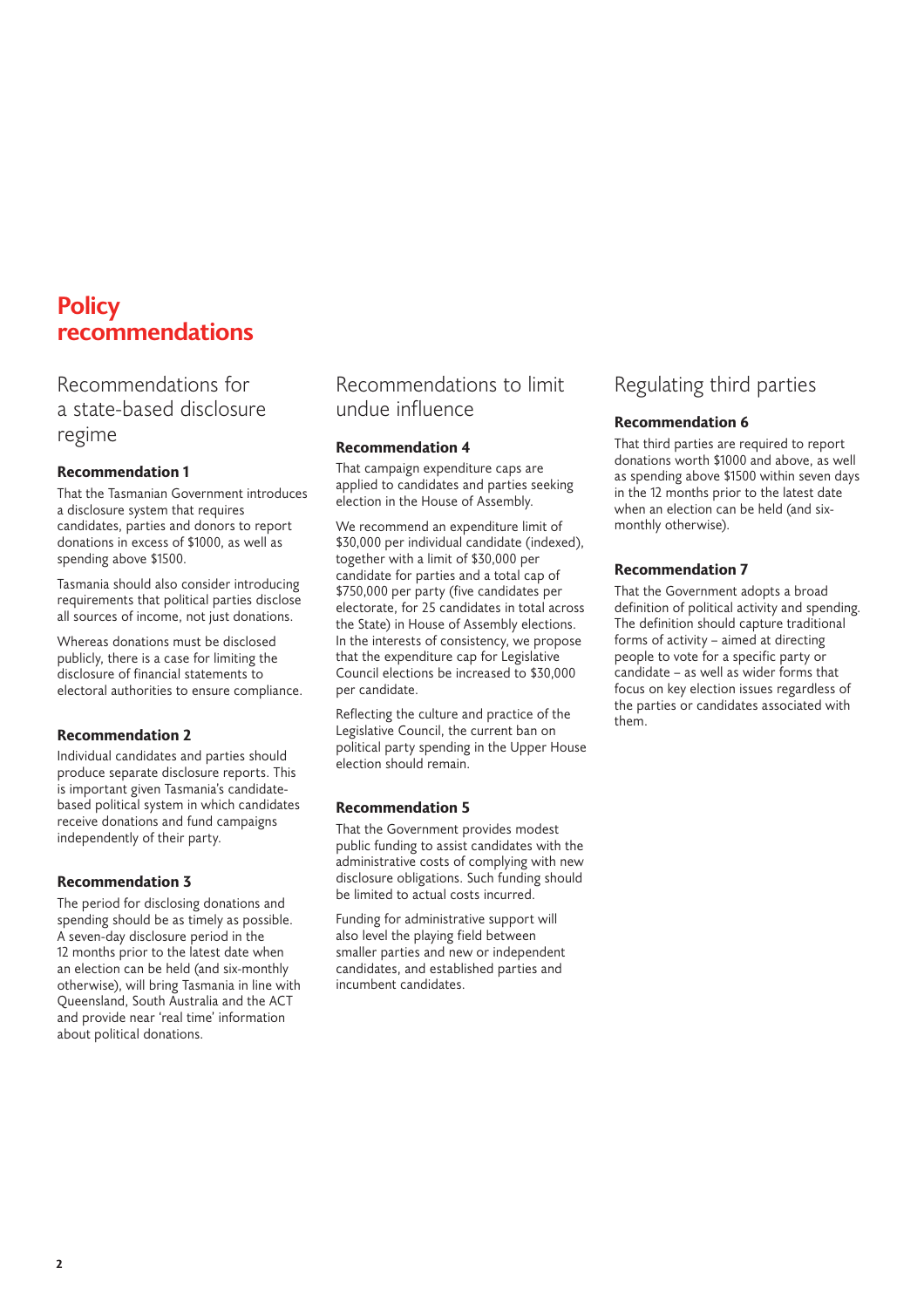# Policy recommendations

## Recommendations for a state-based disclosure regime

### Recommendation 1

That the Tasmanian Government introduces a disclosure system that requires candidates, parties and donors to report donations in excess of $1000, as well as spending above $1500.

Tasmania should also consider introducing requirements that political parties disclose all sources of income, not just donations.

Whereas donations must be disclosed publicly, there is a case for limiting the disclosure of financial statements to electoral authorities to ensure compliance.

### Recommendation 2

Individual candidates and parties should produce separate disclosure reports. This is important given Tasmania's candidate-based political system in which candidates receive donations and fund campaigns independently of their party.

### Recommendation 3

The period for disclosing donations and spending should be as timely as possible. A seven-day disclosure period in the 12 months prior to the latest date when an election can be held (and six-monthly otherwise), will bring Tasmania in line with Queensland, South Australia and the ACT and provide near 'real time' information about political donations.

## Recommendations to limit undue influence

### Recommendation 4

That campaign expenditure caps are applied to candidates and parties seeking election in the House of Assembly.

We recommend an expenditure limit of $30,000 per individual candidate (indexed), together with a limit of $30,000 per candidate for parties and a total cap of $750,000 per party (five candidates per electorate, for 25 candidates in total across the State) in House of Assembly elections. In the interests of consistency, we propose that the expenditure cap for Legislative Council elections be increased to $30,000 per candidate.

Reflecting the culture and practice of the Legislative Council, the current ban on political party spending in the Upper House election should remain.

### Recommendation 5

That the Government provides modest public funding to assist candidates with the administrative costs of complying with new disclosure obligations. Such funding should be limited to actual costs incurred.

Funding for administrative support will also level the playing field between smaller parties and new or independent candidates, and established parties and incumbent candidates.

## Regulating third parties

### Recommendation 6

That third parties are required to report donations worth $1000 and above, as well as spending above $1500 within seven days in the 12 months prior to the latest date when an election can be held (and six-monthly otherwise).

### Recommendation 7

That the Government adopts a broad definition of political activity and spending. The definition should capture traditional forms of activity – aimed at directing people to vote for a specific party or candidate – as well as wider forms that focus on key election issues regardless of the parties or candidates associated with them.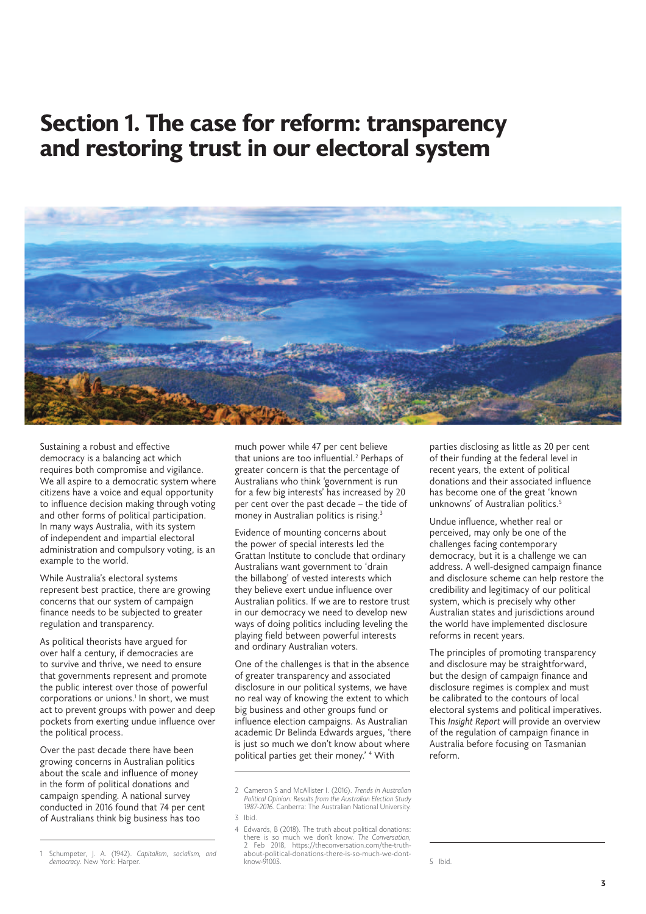# Section 1. The case for reform: transparency and restoring trust in our electoral system

Sustaining a robust and effective democracy is a balancing act which requires both compromise and vigilance. We all aspire to a democratic system where citizens have a voice and equal opportunity to influence decision making through voting and other forms of political participation. In many ways Australia, with its system of independent and impartial electoral administration and compulsory voting, is an example to the world.

While Australia's electoral systems represent best practice, there are growing concerns that our system of campaign finance needs to be subjected to greater regulation and transparency.

As political theorists have argued for over half a century, if democracies are to survive and thrive, we need to ensure that governments represent and promote the public interest over those of powerful corporations or unions.[1] In short, we must act to prevent groups with power and deep pockets from exerting undue influence over the political process.

Over the past decade there have been growing concerns in Australian politics about the scale and influence of money in the form of political donations and campaign spending. A national survey conducted in 2016 found that 74 per cent of Australians think big business has too much power while 47 per cent believe that unions are too influential.[2] Perhaps of greater concern is that the percentage of Australians who think 'government is run for a few big interests' has increased by 20 per cent over the past decade – the tide of money in Australian politics is rising.[3]

Evidence of mounting concerns about the power of special interests led the Grattan Institute to conclude that ordinary Australians want government to 'drain the billabong' of vested interests which they believe exert undue influence over Australian politics. If we are to restore trust in our democracy we need to develop new ways of doing politics including leveling the playing field between powerful interests and ordinary Australian voters.

One of the challenges is that in the absence of greater transparency and associated disclosure in our political systems, we have no real way of knowing the extent to which big business and other groups fund or influence election campaigns. As Australian academic Dr Belinda Edwards argues, 'there is just so much we don't know about where political parties get their money.'[4] With parties disclosing as little as 20 per cent of their funding at the federal level in recent years, the extent of political donations and their associated influence has become one of the great 'known unknowns' of Australian politics.[5]

Undue influence, whether real or perceived, may only be one of the challenges facing contemporary democracy, but it is a challenge we can address. A well-designed campaign finance and disclosure scheme can help restore the credibility and legitimacy of our political system, which is precisely why other Australian states and jurisdictions around the world have implemented disclosure reforms in recent years.

The principles of promoting transparency and disclosure may be straightforward, but the design of campaign finance and disclosure regimes is complex and must be calibrated to the contours of local electoral systems and political imperatives. This *Insight Report* will provide an overview of the regulation of campaign finance in Australia before focusing on Tasmanian reform.

---

1 Schumpeter, J. A. (1942). *Capitalism, socialism, and democracy*. New York: Harper.

2 Cameron S and McAllister I. (2016). *Trends in Australian Political Opinion: Results from the Australian Election Study 1987-2016*. Canberra: The Australian National University.

3 Ibid.

4 Edwards, B (2018). The truth about political donations: there is so much we don't know. *The Conversation*, 2 Feb 2018, https://theconversation.com/the-truth-about-political-donations-there-is-so-much-we-dont-know-91003.

5 Ibid.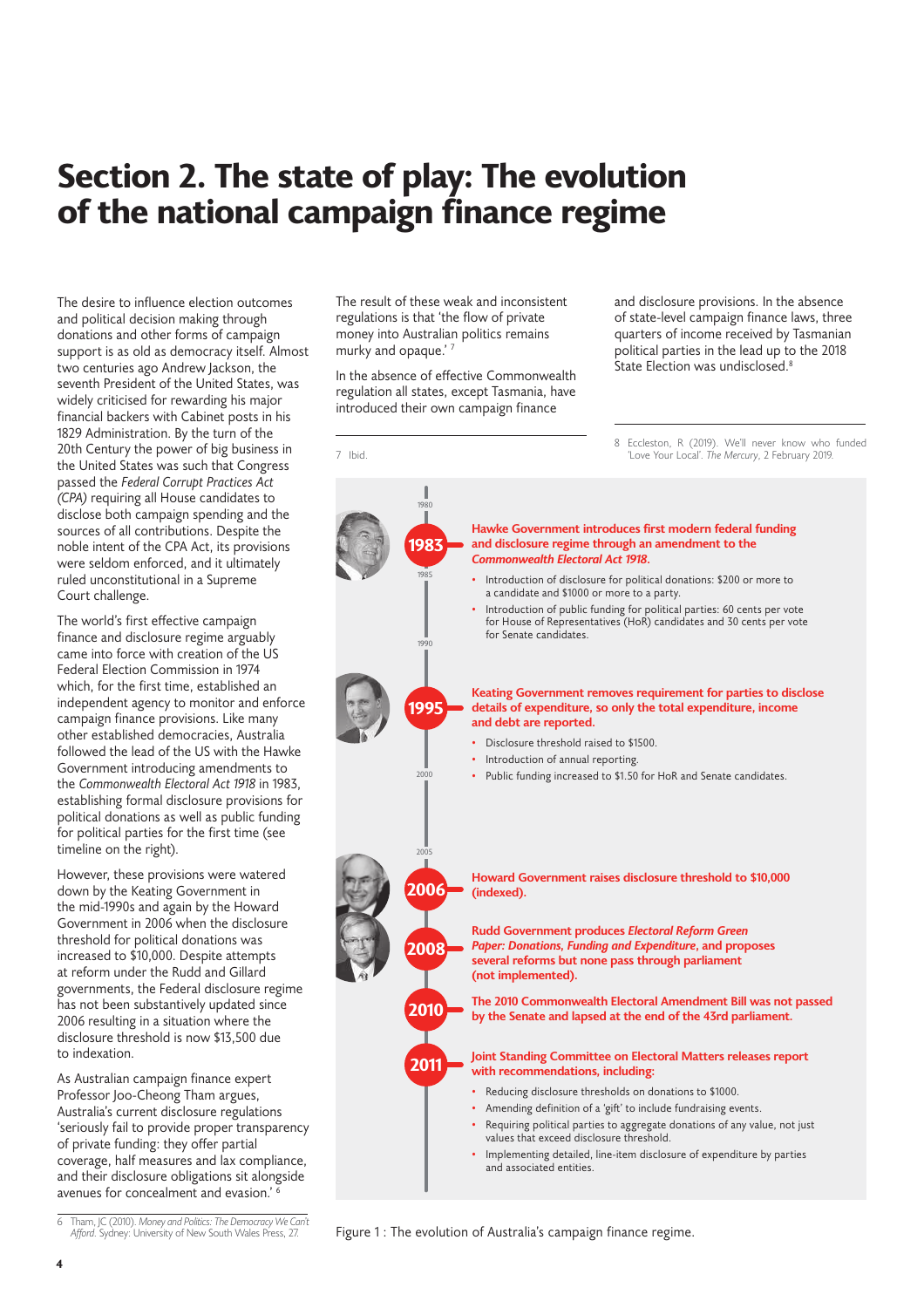# Section 2. The state of play: The evolution of the national campaign finance regime

The desire to influence election outcomes and political decision making through donations and other forms of campaign support is as old as democracy itself. Almost two centuries ago Andrew Jackson, the seventh President of the United States, was widely criticised for rewarding his major financial backers with Cabinet posts in his 1829 Administration. By the turn of the 20th Century the power of big business in the United States was such that Congress passed the *Federal Corrupt Practices Act (CPA)* requiring all House candidates to disclose both campaign spending and the sources of all contributions. Despite the noble intent of the CPA Act, its provisions were seldom enforced, and it ultimately ruled unconstitutional in a Supreme Court challenge.

The world's first effective campaign finance and disclosure regime arguably came into force with creation of the US Federal Election Commission in 1974 which, for the first time, established an independent agency to monitor and enforce campaign finance provisions. Like many other established democracies, Australia followed the lead of the US with the Hawke Government introducing amendments to the *Commonwealth Electoral Act 1918* in 1983, establishing formal disclosure provisions for political donations as well as public funding for political parties for the first time (see timeline on the right).

However, these provisions were watered down by the Keating Government in the mid-1990s and again by the Howard Government in 2006 when the disclosure threshold for political donations was increased to $10,000. Despite attempts at reform under the Rudd and Gillard governments, the Federal disclosure regime has not been substantively updated since 2006 resulting in a situation where the disclosure threshold is now $13,500 due to indexation.

As Australian campaign finance expert Professor Joo-Cheong Tham argues, Australia's current disclosure regulations 'seriously fail to provide proper transparency of private funding: they offer partial coverage, half measures and lax compliance, and their disclosure obligations sit alongside avenues for concealment and evasion.' [6]

The result of these weak and inconsistent regulations is that 'the flow of private money into Australian politics remains murky and opaque.' [7]

In the absence of effective Commonwealth regulation all states, except Tasmania, have introduced their own campaign finance and disclosure provisions. In the absence of state-level campaign finance laws, three quarters of income received by Tasmanian political parties in the lead up to the 2018 State Election was undisclosed.[8]

6 Tham, JC (2010). *Money and Politics: The Democracy We Can't Afford*. Sydney: University of New South Wales Press, 27.

7 Ibid.

8 Eccleston, R (2019). We'll never know who funded 'Love Your Local'. *The Mercury*, 2 February 2019.

**1983 — Hawke Government introduces first modern federal funding and disclosure regime through an amendment to the *Commonwealth Electoral Act 1918*.**

- Introduction of disclosure for political donations: $200 or more to a candidate and $1000 or more to a party.
- Introduction of public funding for political parties: 60 cents per vote for House of Representatives (HoR) candidates and 30 cents per vote for Senate candidates.

**1995 — Keating Government removes requirement for parties to disclose details of expenditure, so only the total expenditure, income and debt are reported.**

- Disclosure threshold raised to $1500.
- Introduction of annual reporting.
- Public funding increased to $1.50 for HoR and Senate candidates.

**2006 — Howard Government raises disclosure threshold to $10,000 (indexed).**

**2008 — Rudd Government produces *Electoral Reform Green Paper: Donations, Funding and Expenditure*, and proposes several reforms but none pass through parliament (not implemented).**

**2010 — The 2010 Commonwealth Electoral Amendment Bill was not passed by the Senate and lapsed at the end of the 43rd parliament.**

**2011 — Joint Standing Committee on Electoral Matters releases report with recommendations, including:**

- Reducing disclosure thresholds on donations to $1000.
- Amending definition of a 'gift' to include fundraising events.
- Requiring political parties to aggregate donations of any value, not just values that exceed disclosure threshold.
- Implementing detailed, line-item disclosure of expenditure by parties and associated entities.

Figure 1 : The evolution of Australia's campaign finance regime.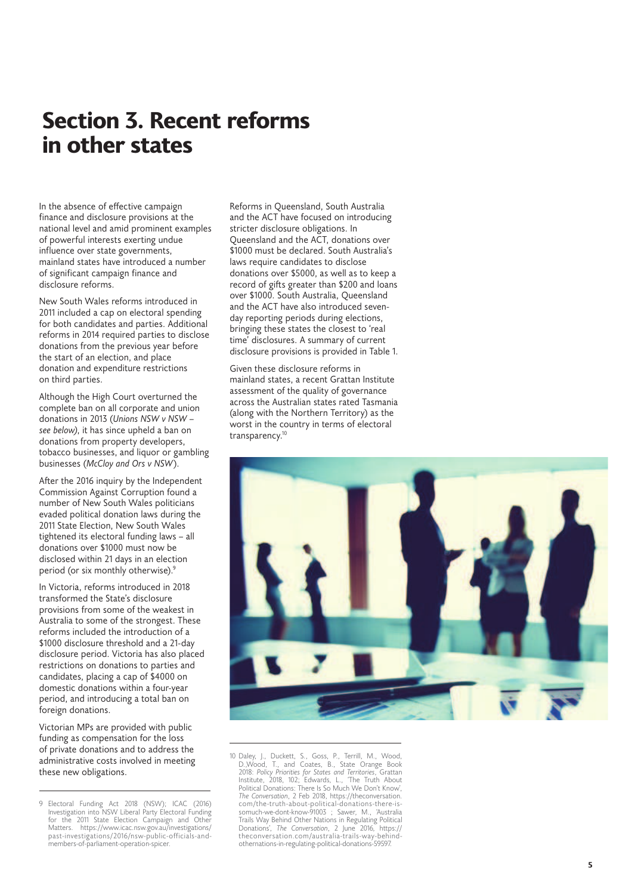# Section 3. Recent reforms in other states

In the absence of effective campaign finance and disclosure provisions at the national level and amid prominent examples of powerful interests exerting undue influence over state governments, mainland states have introduced a number of significant campaign finance and disclosure reforms.

New South Wales reforms introduced in 2011 included a cap on electoral spending for both candidates and parties. Additional reforms in 2014 required parties to disclose donations from the previous year before the start of an election, and place donation and expenditure restrictions on third parties.

Although the High Court overturned the complete ban on all corporate and union donations in 2013 (*Unions NSW v NSW – see below*), it has since upheld a ban on donations from property developers, tobacco businesses, and liquor or gambling businesses (*McCloy and Ors v NSW*).

After the 2016 inquiry by the Independent Commission Against Corruption found a number of New South Wales politicians evaded political donation laws during the 2011 State Election, New South Wales tightened its electoral funding laws – all donations over $1000 must now be disclosed within 21 days in an election period (or six monthly otherwise).[9]

In Victoria, reforms introduced in 2018 transformed the State's disclosure provisions from some of the weakest in Australia to some of the strongest. These reforms included the introduction of a $1000 disclosure threshold and a 21-day disclosure period. Victoria has also placed restrictions on donations to parties and candidates, placing a cap of $4000 on domestic donations within a four-year period, and introducing a total ban on foreign donations.

Victorian MPs are provided with public funding as compensation for the loss of private donations and to address the administrative costs involved in meeting these new obligations.

Reforms in Queensland, South Australia and the ACT have focused on introducing stricter disclosure obligations. In Queensland and the ACT, donations over $1000 must be declared. South Australia's laws require candidates to disclose donations over $5000, as well as to keep a record of gifts greater than $200 and loans over $1000. South Australia, Queensland and the ACT have also introduced seven-day reporting periods during elections, bringing these states the closest to 'real time' disclosures. A summary of current disclosure provisions is provided in Table 1.

Given these disclosure reforms in mainland states, a recent Grattan Institute assessment of the quality of governance across the Australian states rated Tasmania (along with the Northern Territory) as the worst in the country in terms of electoral transparency.[10]

9 Electoral Funding Act 2018 (NSW); ICAC (2016) Investigation into NSW Liberal Party Electoral Funding for the 2011 State Election Campaign and Other Matters. https://www.icac.nsw.gov.au/investigations/past-investigations/2016/nsw-public-officials-and-members-of-parliament-operation-spicer.

10 Daley, J., Duckett, S., Goss, P., Terrill, M., Wood, D.,Wood, T., and Coates, B., State Orange Book 2018: *Policy Priorities for States and Territories*, Grattan Institute, 2018, 102; Edwards, L., 'The Truth About Political Donations: There Is So Much We Don't Know', *The Conversation*, 2 Feb 2018, https://theconversation.com/the-truth-about-political-donations-there-is-somuch-we-dont-know-91003 ; Sawer, M., 'Australia Trails Way Behind Other Nations in Regulating Political Donations', *The Conversation*, 2 June 2016, https://theconversation.com/australia-trails-way-behind-othernations-in-regulating-political-donations-59597.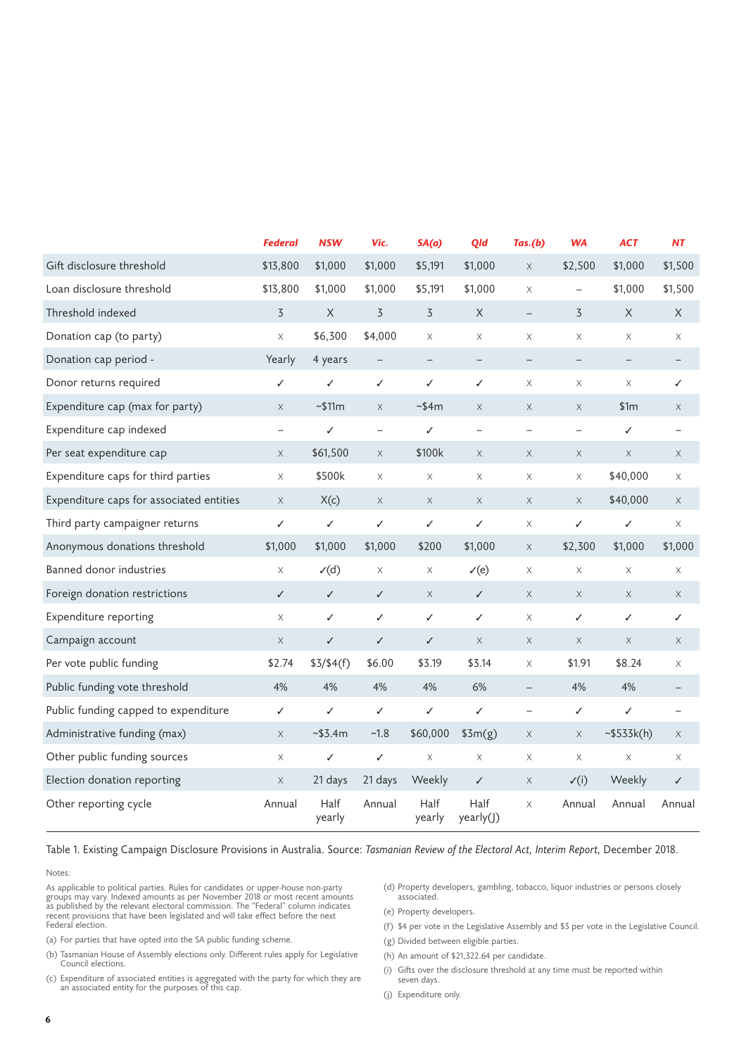| | *Federal* | *NSW* | *Vic.* | *SA(a)* | *Qld* | *Tas.(b)* | *WA* | *ACT* | *NT* |
|---|---|---|---|---|---|---|---|---|---|
| Gift disclosure threshold | $13,800 | $1,000 | $1,000 | $5,191 | $1,000 | × | $2,500 | $1,000 | $1,500 |
| Loan disclosure threshold | $13,800 | $1,000 | $1,000 | $5,191 | $1,000 | × | – | $1,000 | $1,500 |
| Threshold indexed | 3 | X | 3 | 3 | X | – | 3 | X | X |
| Donation cap (to party) | × | $6,300 | $4,000 | × | × | × | × | × | × |
| Donation cap period - | Yearly | 4 years | – | – | – | – | – | – | – |
| Donor returns required | ✓ | ✓ | ✓ | ✓ | ✓ | × | × | × | ✓ |
| Expenditure cap (max for party) | × | ~$11m | × | ~$4m | × | × | × | $1m | × |
| Expenditure cap indexed | – | ✓ | – | ✓ | – | – | – | ✓ | – |
| Per seat expenditure cap | × | $61,500 | × | $100k | × | × | × | × | × |
| Expenditure caps for third parties | × | $500k | × | × | × | × | × | $40,000 | × |
| Expenditure caps for associated entities | × | X(c) | × | × | × | × | × | $40,000 | × |
| Third party campaigner returns | ✓ | ✓ | ✓ | ✓ | ✓ | × | ✓ | ✓ | × |
| Anonymous donations threshold | $1,000 | $1,000 | $1,000 | $200 | $1,000 | × | $2,300 | $1,000 | $1,000 |
| Banned donor industries | × | ✓(d) | × | × | ✓(e) | × | × | × | × |
| Foreign donation restrictions | ✓ | ✓ | ✓ | × | ✓ | × | × | × | × |
| Expenditure reporting | × | ✓ | ✓ | ✓ | ✓ | × | ✓ | ✓ | ✓ |
| Campaign account | × | ✓ | ✓ | ✓ | × | × | × | × | × |
| Per vote public funding | $2.74 | $3/$4(f) | $6.00 | $3.19 | $3.14 | × | $1.91 | $8.24 | × |
| Public funding vote threshold | 4% | 4% | 4% | 4% | 6% | – | 4% | 4% | – |
| Public funding capped to expenditure | ✓ | ✓ | ✓ | ✓ | ✓ | – | ✓ | ✓ | – |
| Administrative funding (max) | × | ~$3.4m | ~1.8 | $60,000 | $3m(g) | × | × | ~$533k(h) | × |
| Other public funding sources | × | ✓ | ✓ | × | × | × | × | × | × |
| Election donation reporting | × | 21 days | 21 days | Weekly | ✓ | × | ✓(i) | Weekly | ✓ |
| Other reporting cycle | Annual | Half yearly | Annual | Half yearly | Half yearly(J) | × | Annual | Annual | Annual |

Table 1. Existing Campaign Disclosure Provisions in Australia. Source: *Tasmanian Review of the Electoral Act*, *Interim Report*, December 2018.

Notes:

As applicable to political parties. Rules for candidates or upper-house non-party groups may vary. Indexed amounts as per November 2018 or most recent amounts as published by the relevant electoral commission. The "Federal" column indicates recent provisions that have been legislated and will take effect before the next Federal election.

(a) For parties that have opted into the SA public funding scheme.

(b) Tasmanian House of Assembly elections only. Different rules apply for Legislative Council elections.

(c) Expenditure of associated entities is aggregated with the party for which they are an associated entity for the purposes of this cap.

(d) Property developers, gambling, tobacco, liquor industries or persons closely associated.

(e) Property developers.

(f) $4 per vote in the Legislative Assembly and $3 per vote in the Legislative Council.

(g) Divided between eligible parties.

(h) An amount of $21,322.64 per candidate.

(i) Gifts over the disclosure threshold at any time must be reported within seven days.

(j) Expenditure only.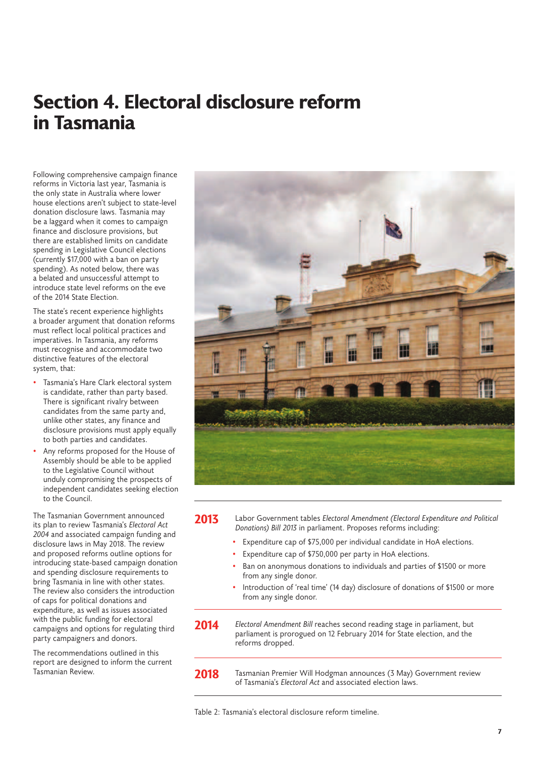# Section 4. Electoral disclosure reform in Tasmania

Following comprehensive campaign finance reforms in Victoria last year, Tasmania is the only state in Australia where lower house elections aren't subject to state-level donation disclosure laws. Tasmania may be a laggard when it comes to campaign finance and disclosure provisions, but there are established limits on candidate spending in Legislative Council elections (currently $17,000 with a ban on party spending). As noted below, there was a belated and unsuccessful attempt to introduce state level reforms on the eve of the 2014 State Election.

The state's recent experience highlights a broader argument that donation reforms must reflect local political practices and imperatives. In Tasmania, any reforms must recognise and accommodate two distinctive features of the electoral system, that:

- Tasmania's Hare Clark electoral system is candidate, rather than party based. There is significant rivalry between candidates from the same party and, unlike other states, any finance and disclosure provisions must apply equally to both parties and candidates.
- Any reforms proposed for the House of Assembly should be able to be applied to the Legislative Council without unduly compromising the prospects of independent candidates seeking election to the Council.

The Tasmanian Government announced its plan to review Tasmania's *Electoral Act 2004* and associated campaign funding and disclosure laws in May 2018. The review and proposed reforms outline options for introducing state-based campaign donation and spending disclosure requirements to bring Tasmania in line with other states. The review also considers the introduction of caps for political donations and expenditure, as well as issues associated with the public funding for electoral campaigns and options for regulating third party campaigners and donors.

The recommendations outlined in this report are designed to inform the current Tasmanian Review.

| | |
|---|---|
| **2013** | Labor Government tables *Electoral Amendment (Electoral Expenditure and Political Donations) Bill 2013* in parliament. Proposes reforms including:<br>• Expenditure cap of $75,000 per individual candidate in HoA elections.<br>• Expenditure cap of $750,000 per party in HoA elections.<br>• Ban on anonymous donations to individuals and parties of $1500 or more from any single donor.<br>• Introduction of 'real time' (14 day) disclosure of donations of $1500 or more from any single donor. |
| **2014** | *Electoral Amendment Bill* reaches second reading stage in parliament, but parliament is prorogued on 12 February 2014 for State election, and the reforms dropped. |
| **2018** | Tasmanian Premier Will Hodgman announces (3 May) Government review of Tasmania's *Electoral Act* and associated election laws. |

Table 2: Tasmania's electoral disclosure reform timeline.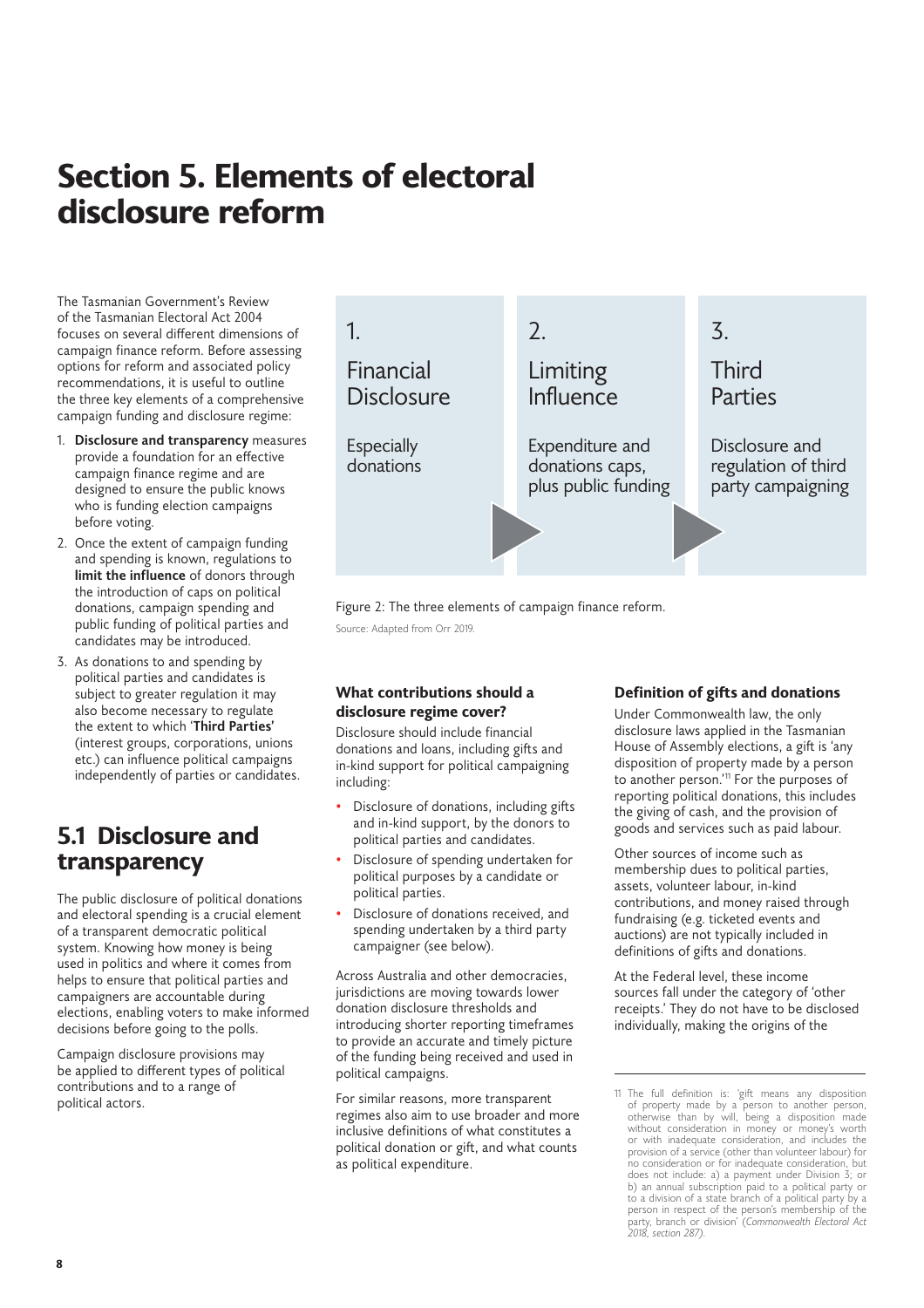# Section 5. Elements of electoral disclosure reform

The Tasmanian Government's Review of the Tasmanian Electoral Act 2004 focuses on several different dimensions of campaign finance reform. Before assessing options for reform and associated policy recommendations, it is useful to outline the three key elements of a comprehensive campaign funding and disclosure regime:

1. **Disclosure and transparency** measures provide a foundation for an effective campaign finance regime and are designed to ensure the public knows who is funding election campaigns before voting.
2. Once the extent of campaign funding and spending is known, regulations to **limit the influence** of donors through the introduction of caps on political donations, campaign spending and public funding of political parties and candidates may be introduced.
3. As donations to and spending by political parties and candidates is subject to greater regulation it may also become necessary to regulate the extent to which '**Third Parties**' (interest groups, corporations, unions etc.) can influence political campaigns independently of parties or candidates.

| 1. Financial Disclosure | 2. Limiting Influence | 3. Third Parties |
| --- | --- | --- |
| Especially donations | Expenditure and donations caps, plus public funding | Disclosure and regulation of third party campaigning |

Figure 2: The three elements of campaign finance reform.

Source: Adapted from Orr 2019.

## 5.1 Disclosure and transparency

The public disclosure of political donations and electoral spending is a crucial element of a transparent democratic political system. Knowing how money is being used in politics and where it comes from helps to ensure that political parties and campaigners are accountable during elections, enabling voters to make informed decisions before going to the polls.

Campaign disclosure provisions may be applied to different types of political contributions and to a range of political actors.

### What contributions should a disclosure regime cover?

Disclosure should include financial donations and loans, including gifts and in-kind support for political campaigning including:

- Disclosure of donations, including gifts and in-kind support, by the donors to political parties and candidates.
- Disclosure of spending undertaken for political purposes by a candidate or political parties.
- Disclosure of donations received, and spending undertaken by a third party campaigner (see below).

Across Australia and other democracies, jurisdictions are moving towards lower donation disclosure thresholds and introducing shorter reporting timeframes to provide an accurate and timely picture of the funding being received and used in political campaigns.

For similar reasons, more transparent regimes also aim to use broader and more inclusive definitions of what constitutes a political donation or gift, and what counts as political expenditure.

### Definition of gifts and donations

Under Commonwealth law, the only disclosure laws applied in the Tasmanian House of Assembly elections, a gift is 'any disposition of property made by a person to another person.'[11] For the purposes of reporting political donations, this includes the giving of cash, and the provision of goods and services such as paid labour.

Other sources of income such as membership dues to political parties, assets, volunteer labour, in-kind contributions, and money raised through fundraising (e.g. ticketed events and auctions) are not typically included in definitions of gifts and donations.

At the Federal level, these income sources fall under the category of 'other receipts.' They do not have to be disclosed individually, making the origins of the

---

11 The full definition is: 'gift means any disposition of property made by a person to another person, otherwise than by will, being a disposition made without consideration in money or money's worth or with inadequate consideration, and includes the provision of a service (other than volunteer labour) for no consideration or for inadequate consideration, but does not include: a) a payment under Division 3; or b) an annual subscription paid to a political party or to a division of a state branch of a political party by a person in respect of the person's membership of the party, branch or division' (*Commonwealth Electoral Act 2018, section 287*).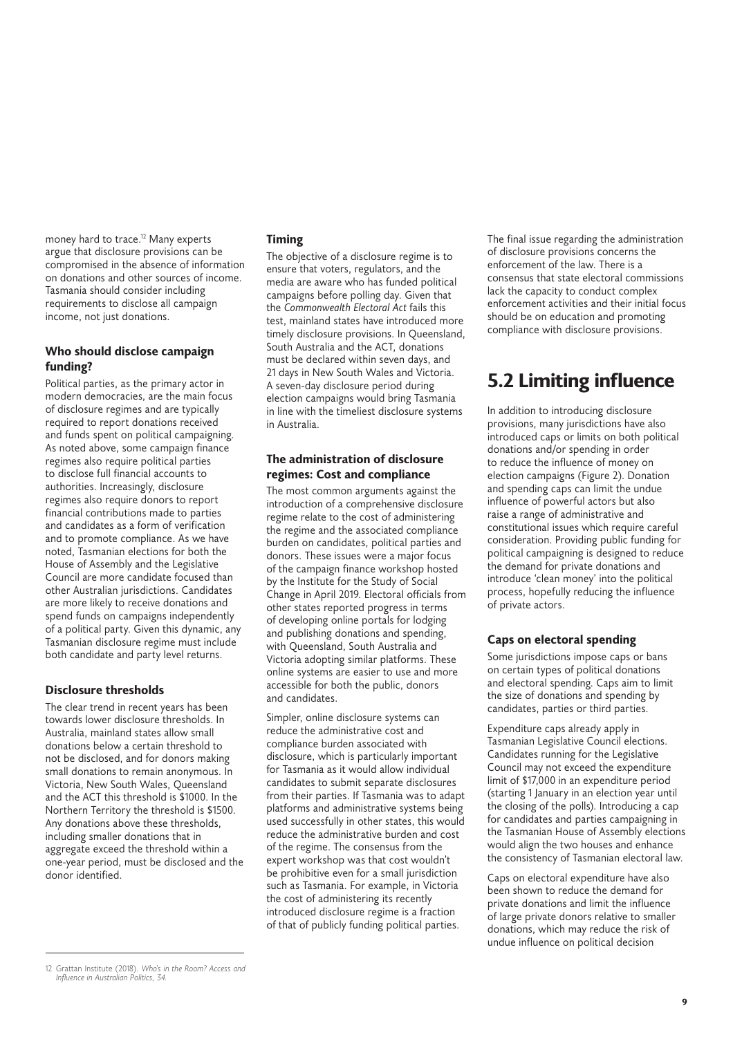money hard to trace.[12] Many experts argue that disclosure provisions can be compromised in the absence of information on donations and other sources of income. Tasmania should consider including requirements to disclose all campaign income, not just donations.

### Who should disclose campaign funding?

Political parties, as the primary actor in modern democracies, are the main focus of disclosure regimes and are typically required to report donations received and funds spent on political campaigning. As noted above, some campaign finance regimes also require political parties to disclose full financial accounts to authorities. Increasingly, disclosure regimes also require donors to report financial contributions made to parties and candidates as a form of verification and to promote compliance. As we have noted, Tasmanian elections for both the House of Assembly and the Legislative Council are more candidate focused than other Australian jurisdictions. Candidates are more likely to receive donations and spend funds on campaigns independently of a political party. Given this dynamic, any Tasmanian disclosure regime must include both candidate and party level returns.

### Disclosure thresholds

The clear trend in recent years has been towards lower disclosure thresholds. In Australia, mainland states allow small donations below a certain threshold to not be disclosed, and for donors making small donations to remain anonymous. In Victoria, New South Wales, Queensland and the ACT this threshold is $1000. In the Northern Territory the threshold is $1500. Any donations above these thresholds, including smaller donations that in aggregate exceed the threshold within a one-year period, must be disclosed and the donor identified.

### Timing

The objective of a disclosure regime is to ensure that voters, regulators, and the media are aware who has funded political campaigns before polling day. Given that the *Commonwealth Electoral Act* fails this test, mainland states have introduced more timely disclosure provisions. In Queensland, South Australia and the ACT, donations must be declared within seven days, and 21 days in New South Wales and Victoria. A seven-day disclosure period during election campaigns would bring Tasmania in line with the timeliest disclosure systems in Australia.

### The administration of disclosure regimes: Cost and compliance

The most common arguments against the introduction of a comprehensive disclosure regime relate to the cost of administering the regime and the associated compliance burden on candidates, political parties and donors. These issues were a major focus of the campaign finance workshop hosted by the Institute for the Study of Social Change in April 2019. Electoral officials from other states reported progress in terms of developing online portals for lodging and publishing donations and spending, with Queensland, South Australia and Victoria adopting similar platforms. These online systems are easier to use and more accessible for both the public, donors and candidates.

Simpler, online disclosure systems can reduce the administrative cost and compliance burden associated with disclosure, which is particularly important for Tasmania as it would allow individual candidates to submit separate disclosures from their parties. If Tasmania was to adapt platforms and administrative systems being used successfully in other states, this would reduce the administrative burden and cost of the regime. The consensus from the expert workshop was that cost wouldn't be prohibitive even for a small jurisdiction such as Tasmania. For example, in Victoria the cost of administering its recently introduced disclosure regime is a fraction of that of publicly funding political parties.

The final issue regarding the administration of disclosure provisions concerns the enforcement of the law. There is a consensus that state electoral commissions lack the capacity to conduct complex enforcement activities and their initial focus should be on education and promoting compliance with disclosure provisions.

## 5.2 Limiting influence

In addition to introducing disclosure provisions, many jurisdictions have also introduced caps or limits on both political donations and/or spending in order to reduce the influence of money on election campaigns (Figure 2). Donation and spending caps can limit the undue influence of powerful actors but also raise a range of administrative and constitutional issues which require careful consideration. Providing public funding for political campaigning is designed to reduce the demand for private donations and introduce 'clean money' into the political process, hopefully reducing the influence of private actors.

### Caps on electoral spending

Some jurisdictions impose caps or bans on certain types of political donations and electoral spending. Caps aim to limit the size of donations and spending by candidates, parties or third parties.

Expenditure caps already apply in Tasmanian Legislative Council elections. Candidates running for the Legislative Council may not exceed the expenditure limit of $17,000 in an expenditure period (starting 1 January in an election year until the closing of the polls). Introducing a cap for candidates and parties campaigning in the Tasmanian House of Assembly elections would align the two houses and enhance the consistency of Tasmanian electoral law.

Caps on electoral expenditure have also been shown to reduce the demand for private donations and limit the influence of large private donors relative to smaller donations, which may reduce the risk of undue influence on political decision

12 Grattan Institute (2018). *Who's in the Room? Access and Influence in Australian Politics, 34.*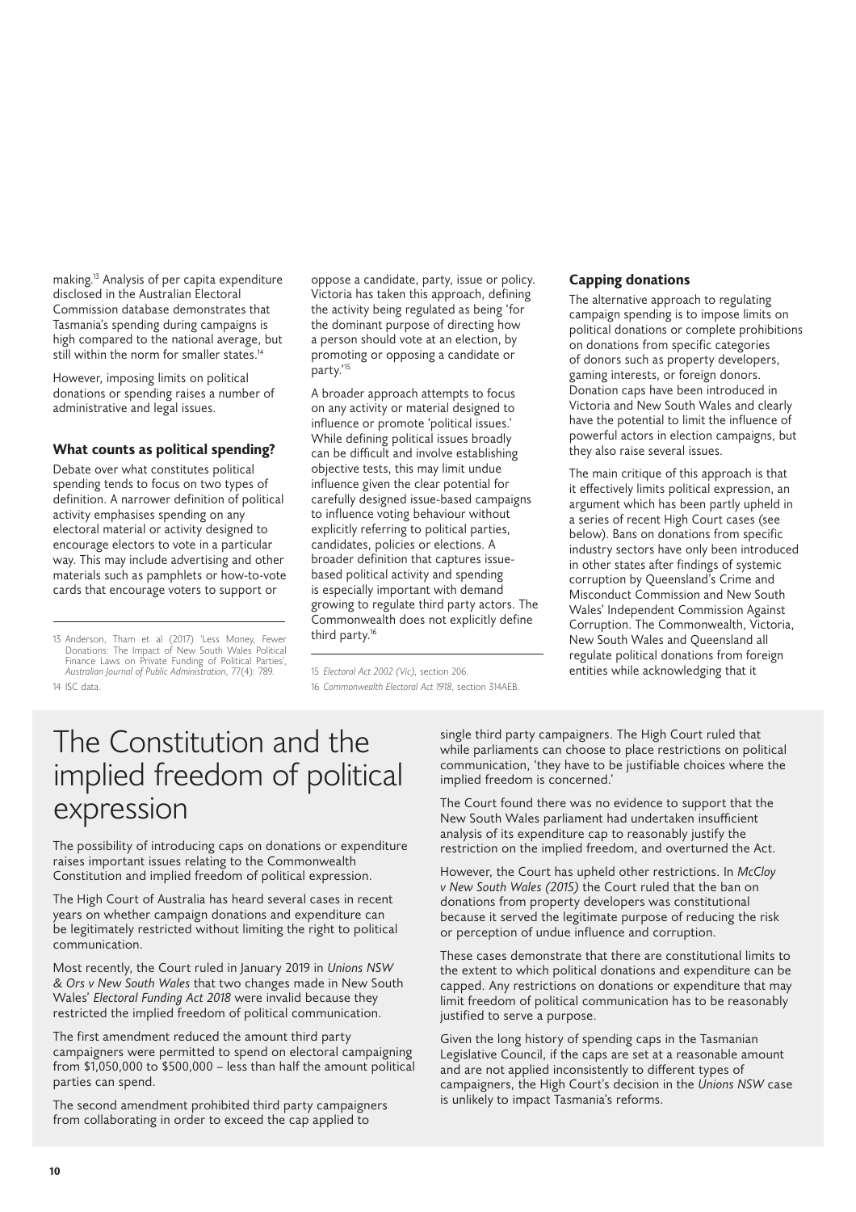making.[13] Analysis of per capita expenditure disclosed in the Australian Electoral Commission database demonstrates that Tasmania's spending during campaigns is high compared to the national average, but still within the norm for smaller states.[14]

However, imposing limits on political donations or spending raises a number of administrative and legal issues.

### What counts as political spending?

Debate over what constitutes political spending tends to focus on two types of definition. A narrower definition of political activity emphasises spending on any electoral material or activity designed to encourage electors to vote in a particular way. This may include advertising and other materials such as pamphlets or how-to-vote cards that encourage voters to support or oppose a candidate, party, issue or policy. Victoria has taken this approach, defining the activity being regulated as being 'for the dominant purpose of directing how a person should vote at an election, by promoting or opposing a candidate or party.'[15]

A broader approach attempts to focus on any activity or material designed to influence or promote 'political issues.' While defining political issues broadly can be difficult and involve establishing objective tests, this may limit undue influence given the clear potential for carefully designed issue-based campaigns to influence voting behaviour without explicitly referring to political parties, candidates, policies or elections. A broader definition that captures issue-based political activity and spending is especially important with demand growing to regulate third party actors. The Commonwealth does not explicitly define third party.[16]

### Capping donations

The alternative approach to regulating campaign spending is to impose limits on political donations or complete prohibitions on donations from specific categories of donors such as property developers, gaming interests, or foreign donors. Donation caps have been introduced in Victoria and New South Wales and clearly have the potential to limit the influence of powerful actors in election campaigns, but they also raise several issues.

The main critique of this approach is that it effectively limits political expression, an argument which has been partly upheld in a series of recent High Court cases (see below). Bans on donations from specific industry sectors have only been introduced in other states after findings of systemic corruption by Queensland's Crime and Misconduct Commission and New South Wales' Independent Commission Against Corruption. The Commonwealth, Victoria, New South Wales and Queensland all regulate political donations from foreign entities while acknowledging that it

13 Anderson, Tham et al (2017) 'Less Money, Fewer Donations: The Impact of New South Wales Political Finance Laws on Private Funding of Political Parties', *Australian Journal of Public Administration*, 77(4): 789.

14 ISC data.

15 *Electoral Act 2002 (Vic)*, section 206.

16 *Commonwealth Electoral Act 1918*, section 314AEB.

## The Constitution and the implied freedom of political expression

The possibility of introducing caps on donations or expenditure raises important issues relating to the Commonwealth Constitution and implied freedom of political expression.

The High Court of Australia has heard several cases in recent years on whether campaign donations and expenditure can be legitimately restricted without limiting the right to political communication.

Most recently, the Court ruled in January 2019 in *Unions NSW & Ors v New South Wales* that two changes made in New South Wales' *Electoral Funding Act 2018* were invalid because they restricted the implied freedom of political communication.

The first amendment reduced the amount third party campaigners were permitted to spend on electoral campaigning from \$1,050,000 to \$500,000 – less than half the amount political parties can spend.

The second amendment prohibited third party campaigners from collaborating in order to exceed the cap applied to single third party campaigners. The High Court ruled that while parliaments can choose to place restrictions on political communication, 'they have to be justifiable choices where the implied freedom is concerned.'

The Court found there was no evidence to support that the New South Wales parliament had undertaken insufficient analysis of its expenditure cap to reasonably justify the restriction on the implied freedom, and overturned the Act.

However, the Court has upheld other restrictions. In *McCloy v New South Wales (2015)* the Court ruled that the ban on donations from property developers was constitutional because it served the legitimate purpose of reducing the risk or perception of undue influence and corruption.

These cases demonstrate that there are constitutional limits to the extent to which political donations and expenditure can be capped. Any restrictions on donations or expenditure that may limit freedom of political communication has to be reasonably justified to serve a purpose.

Given the long history of spending caps in the Tasmanian Legislative Council, if the caps are set at a reasonable amount and are not applied inconsistently to different types of campaigners, the High Court's decision in the *Unions NSW* case is unlikely to impact Tasmania's reforms.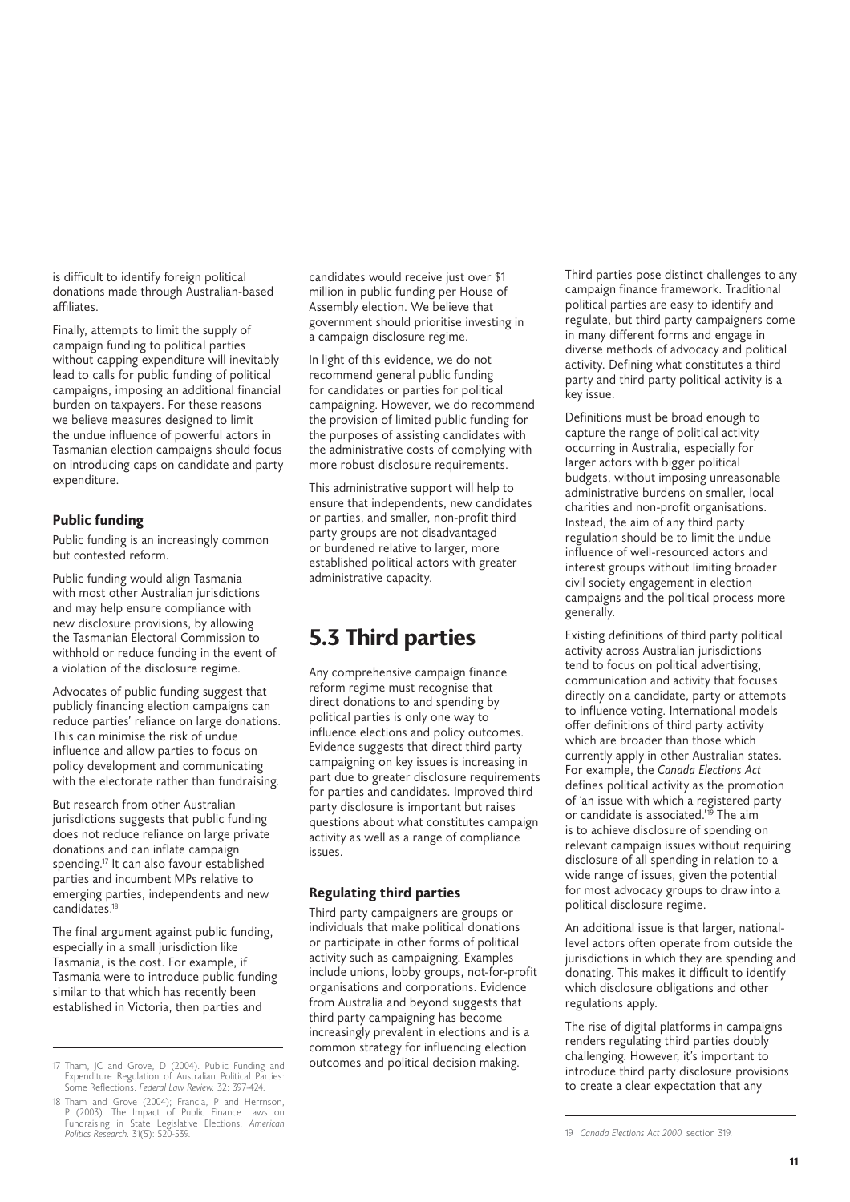is difficult to identify foreign political donations made through Australian-based affiliates.

Finally, attempts to limit the supply of campaign funding to political parties without capping expenditure will inevitably lead to calls for public funding of political campaigns, imposing an additional financial burden on taxpayers. For these reasons we believe measures designed to limit the undue influence of powerful actors in Tasmanian election campaigns should focus on introducing caps on candidate and party expenditure.

### Public funding

Public funding is an increasingly common but contested reform.

Public funding would align Tasmania with most other Australian jurisdictions and may help ensure compliance with new disclosure provisions, by allowing the Tasmanian Electoral Commission to withhold or reduce funding in the event of a violation of the disclosure regime.

Advocates of public funding suggest that publicly financing election campaigns can reduce parties' reliance on large donations. This can minimise the risk of undue influence and allow parties to focus on policy development and communicating with the electorate rather than fundraising.

But research from other Australian jurisdictions suggests that public funding does not reduce reliance on large private donations and can inflate campaign spending.[17] It can also favour established parties and incumbent MPs relative to emerging parties, independents and new candidates.[18]

The final argument against public funding, especially in a small jurisdiction like Tasmania, is the cost. For example, if Tasmania were to introduce public funding similar to that which has recently been established in Victoria, then parties and candidates would receive just over $1 million in public funding per House of Assembly election. We believe that government should prioritise investing in a campaign disclosure regime.

In light of this evidence, we do not recommend general public funding for candidates or parties for political campaigning. However, we do recommend the provision of limited public funding for the purposes of assisting candidates with the administrative costs of complying with more robust disclosure requirements.

This administrative support will help to ensure that independents, new candidates or parties, and smaller, non-profit third party groups are not disadvantaged or burdened relative to larger, more established political actors with greater administrative capacity.

## 5.3 Third parties

Any comprehensive campaign finance reform regime must recognise that direct donations to and spending by political parties is only one way to influence elections and policy outcomes. Evidence suggests that direct third party campaigning on key issues is increasing in part due to greater disclosure requirements for parties and candidates. Improved third party disclosure is important but raises questions about what constitutes campaign activity as well as a range of compliance issues.

### Regulating third parties

Third party campaigners are groups or individuals that make political donations or participate in other forms of political activity such as campaigning. Examples include unions, lobby groups, not-for-profit organisations and corporations. Evidence from Australia and beyond suggests that third party campaigning has become increasingly prevalent in elections and is a common strategy for influencing election outcomes and political decision making.

Third parties pose distinct challenges to any campaign finance framework. Traditional political parties are easy to identify and regulate, but third party campaigners come in many different forms and engage in diverse methods of advocacy and political activity. Defining what constitutes a third party and third party political activity is a key issue.

Definitions must be broad enough to capture the range of political activity occurring in Australia, especially for larger actors with bigger political budgets, without imposing unreasonable administrative burdens on smaller, local charities and non-profit organisations. Instead, the aim of any third party regulation should be to limit the undue influence of well-resourced actors and interest groups without limiting broader civil society engagement in election campaigns and the political process more generally.

Existing definitions of third party political activity across Australian jurisdictions tend to focus on political advertising, communication and activity that focuses directly on a candidate, party or attempts to influence voting. International models offer definitions of third party activity which are broader than those which currently apply in other Australian states. For example, the *Canada Elections Act* defines political activity as the promotion of 'an issue with which a registered party or candidate is associated.'[19] The aim is to achieve disclosure of spending on relevant campaign issues without requiring disclosure of all spending in relation to a wide range of issues, given the potential for most advocacy groups to draw into a political disclosure regime.

An additional issue is that larger, national-level actors often operate from outside the jurisdictions in which they are spending and donating. This makes it difficult to identify which disclosure obligations and other regulations apply.

The rise of digital platforms in campaigns renders regulating third parties doubly challenging. However, it's important to introduce third party disclosure provisions to create a clear expectation that any

---

17 Tham, JC and Grove, D (2004). Public Funding and Expenditure Regulation of Australian Political Parties: Some Reflections. *Federal Law Review*. 32: 397-424.

18 Tham and Grove (2004); Francia, P and Herrnson, P (2003). The Impact of Public Finance Laws on Fundraising in State Legislative Elections. *American Politics Research*. 31(5): 520-539.

19 *Canada Elections Act 2000*, section 319.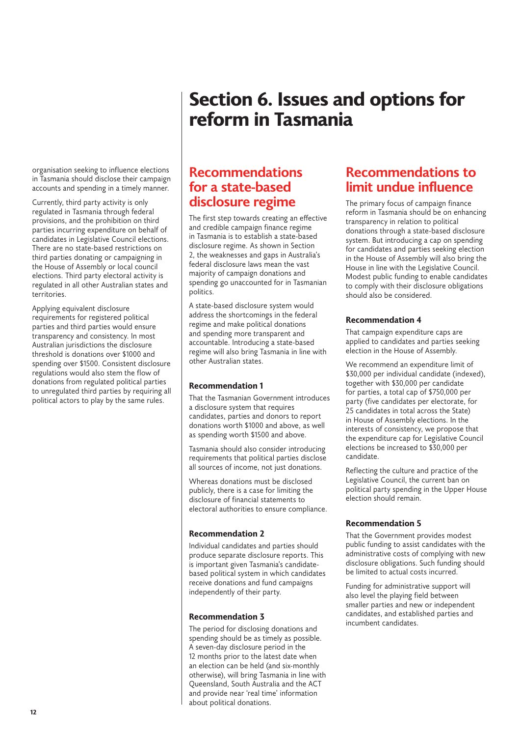organisation seeking to influence elections in Tasmania should disclose their campaign accounts and spending in a timely manner.

Currently, third party activity is only regulated in Tasmania through federal provisions, and the prohibition on third parties incurring expenditure on behalf of candidates in Legislative Council elections. There are no state-based restrictions on third parties donating or campaigning in the House of Assembly or local council elections. Third party electoral activity is regulated in all other Australian states and territories.

Applying equivalent disclosure requirements for registered political parties and third parties would ensure transparency and consistency. In most Australian jurisdictions the disclosure threshold is donations over $1000 and spending over $1500. Consistent disclosure regulations would also stem the flow of donations from regulated political parties to unregulated third parties by requiring all political actors to play by the same rules.

# Section 6. Issues and options for reform in Tasmania

## Recommendations for a state-based disclosure regime

The first step towards creating an effective and credible campaign finance regime in Tasmania is to establish a state-based disclosure regime. As shown in Section 2, the weaknesses and gaps in Australia's federal disclosure laws mean the vast majority of campaign donations and spending go unaccounted for in Tasmanian politics.

A state-based disclosure system would address the shortcomings in the federal regime and make political donations and spending more transparent and accountable. Introducing a state-based regime will also bring Tasmania in line with other Australian states.

### Recommendation 1

That the Tasmanian Government introduces a disclosure system that requires candidates, parties and donors to report donations worth $1000 and above, as well as spending worth $1500 and above.

Tasmania should also consider introducing requirements that political parties disclose all sources of income, not just donations.

Whereas donations must be disclosed publicly, there is a case for limiting the disclosure of financial statements to electoral authorities to ensure compliance.

### Recommendation 2

Individual candidates and parties should produce separate disclosure reports. This is important given Tasmania's candidate-based political system in which candidates receive donations and fund campaigns independently of their party.

### Recommendation 3

The period for disclosing donations and spending should be as timely as possible. A seven-day disclosure period in the 12 months prior to the latest date when an election can be held (and six-monthly otherwise), will bring Tasmania in line with Queensland, South Australia and the ACT and provide near 'real time' information about political donations.

## Recommendations to limit undue influence

The primary focus of campaign finance reform in Tasmania should be on enhancing transparency in relation to political donations through a state-based disclosure system. But introducing a cap on spending for candidates and parties seeking election in the House of Assembly will also bring the House in line with the Legislative Council. Modest public funding to enable candidates to comply with their disclosure obligations should also be considered.

### Recommendation 4

That campaign expenditure caps are applied to candidates and parties seeking election in the House of Assembly.

We recommend an expenditure limit of $30,000 per individual candidate (indexed), together with $30,000 per candidate for parties, a total cap of $750,000 per party (five candidates per electorate, for 25 candidates in total across the State) in House of Assembly elections. In the interests of consistency, we propose that the expenditure cap for Legislative Council elections be increased to $30,000 per candidate.

Reflecting the culture and practice of the Legislative Council, the current ban on political party spending in the Upper House election should remain.

### Recommendation 5

That the Government provides modest public funding to assist candidates with the administrative costs of complying with new disclosure obligations. Such funding should be limited to actual costs incurred.

Funding for administrative support will also level the playing field between smaller parties and new or independent candidates, and established parties and incumbent candidates.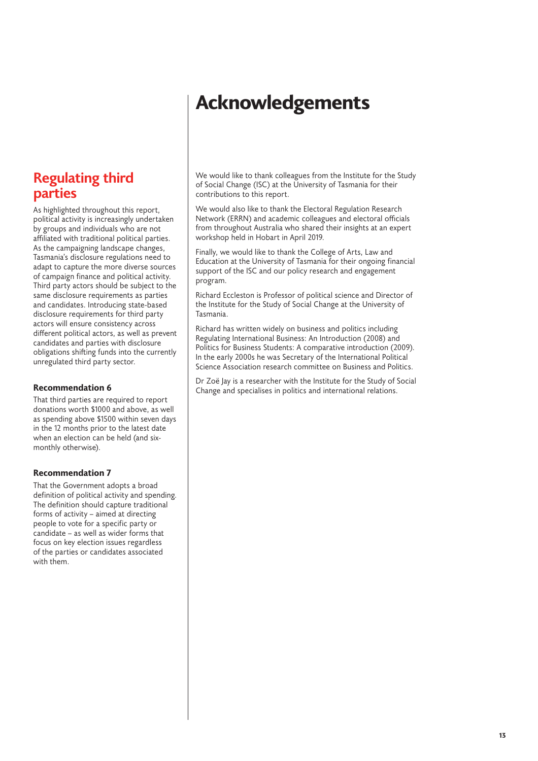## Regulating third parties

As highlighted throughout this report, political activity is increasingly undertaken by groups and individuals who are not affiliated with traditional political parties. As the campaigning landscape changes, Tasmania's disclosure regulations need to adapt to capture the more diverse sources of campaign finance and political activity. Third party actors should be subject to the same disclosure requirements as parties and candidates. Introducing state-based disclosure requirements for third party actors will ensure consistency across different political actors, as well as prevent candidates and parties with disclosure obligations shifting funds into the currently unregulated third party sector.

### Recommendation 6

That third parties are required to report donations worth $1000 and above, as well as spending above $1500 within seven days in the 12 months prior to the latest date when an election can be held (and six-monthly otherwise).

### Recommendation 7

That the Government adopts a broad definition of political activity and spending. The definition should capture traditional forms of activity – aimed at directing people to vote for a specific party or candidate – as well as wider forms that focus on key election issues regardless of the parties or candidates associated with them.

# Acknowledgements

We would like to thank colleagues from the Institute for the Study of Social Change (ISC) at the University of Tasmania for their contributions to this report.

We would also like to thank the Electoral Regulation Research Network (ERRN) and academic colleagues and electoral officials from throughout Australia who shared their insights at an expert workshop held in Hobart in April 2019.

Finally, we would like to thank the College of Arts, Law and Education at the University of Tasmania for their ongoing financial support of the ISC and our policy research and engagement program.

Richard Eccleston is Professor of political science and Director of the Institute for the Study of Social Change at the University of Tasmania.

Richard has written widely on business and politics including Regulating International Business: An Introduction (2008) and Politics for Business Students: A comparative introduction (2009). In the early 2000s he was Secretary of the International Political Science Association research committee on Business and Politics.

Dr Zoë Jay is a researcher with the Institute for the Study of Social Change and specialises in politics and international relations.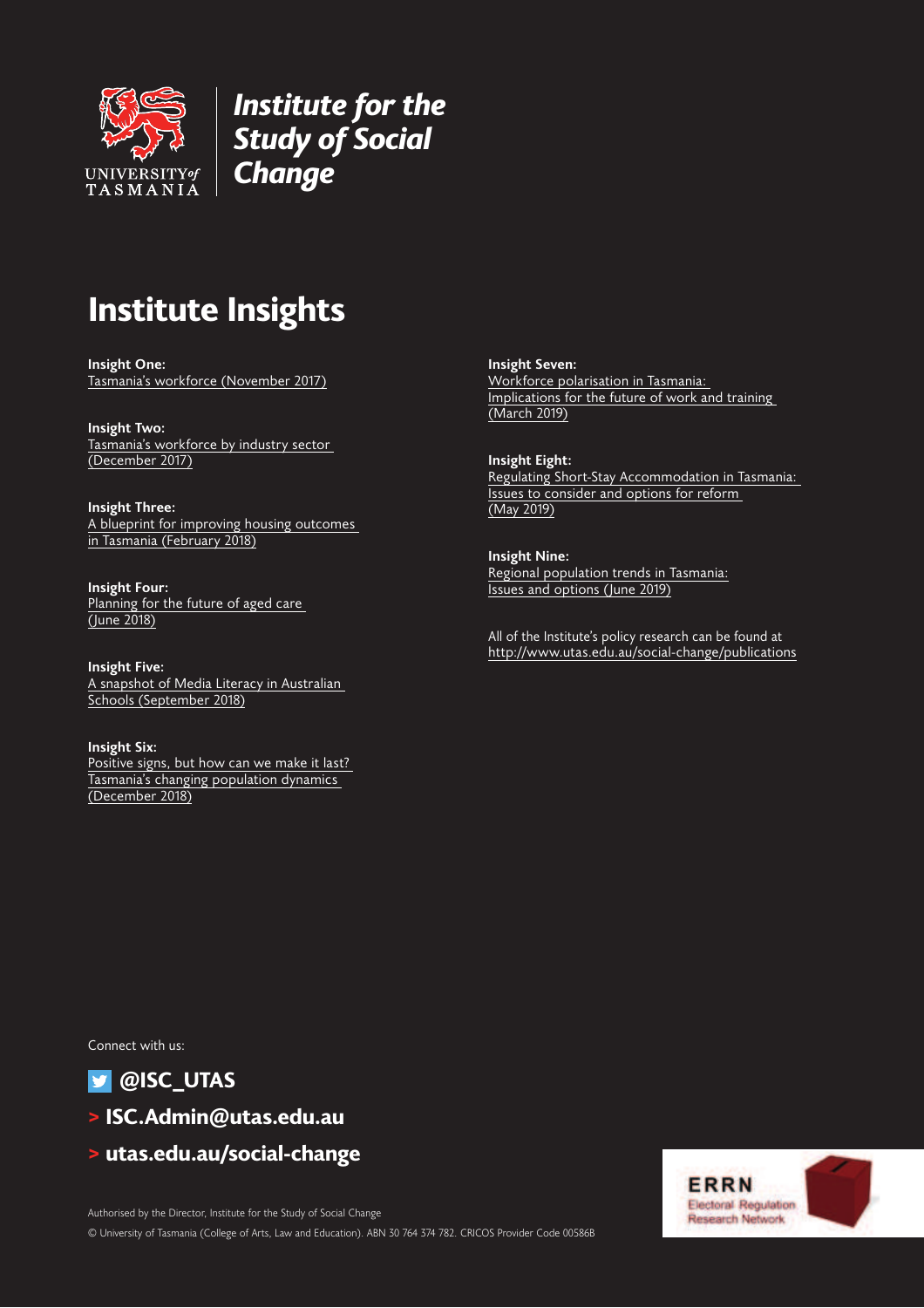UNIVERSITY *of* TASMANIA

*Institute for the Study of Social Change*

# Institute Insights

**Insight One:**
Tasmania's workforce (November 2017)

**Insight Two:**
Tasmania's workforce by industry sector (December 2017)

**Insight Three:**
A blueprint for improving housing outcomes in Tasmania (February 2018)

**Insight Four:**
Planning for the future of aged care (June 2018)

**Insight Five:**
A snapshot of Media Literacy in Australian Schools (September 2018)

**Insight Six:**
Positive signs, but how can we make it last? Tasmania's changing population dynamics (December 2018)

**Insight Seven:**
Workforce polarisation in Tasmania: Implications for the future of work and training (March 2019)

**Insight Eight:**
Regulating Short-Stay Accommodation in Tasmania: Issues to consider and options for reform (May 2019)

**Insight Nine:**
Regional population trends in Tasmania: Issues and options (June 2019)

All of the Institute's policy research can be found at http://www.utas.edu.au/social-change/publications

Connect with us:

**@ISC_UTAS**

**> ISC.Admin@utas.edu.au**

**> utas.edu.au/social-change**

Authorised by the Director, Institute for the Study of Social Change

© University of Tasmania (College of Arts, Law and Education). ABN 30 764 374 782. CRICOS Provider Code 00586B

ERRN Electoral Regulation Research Network